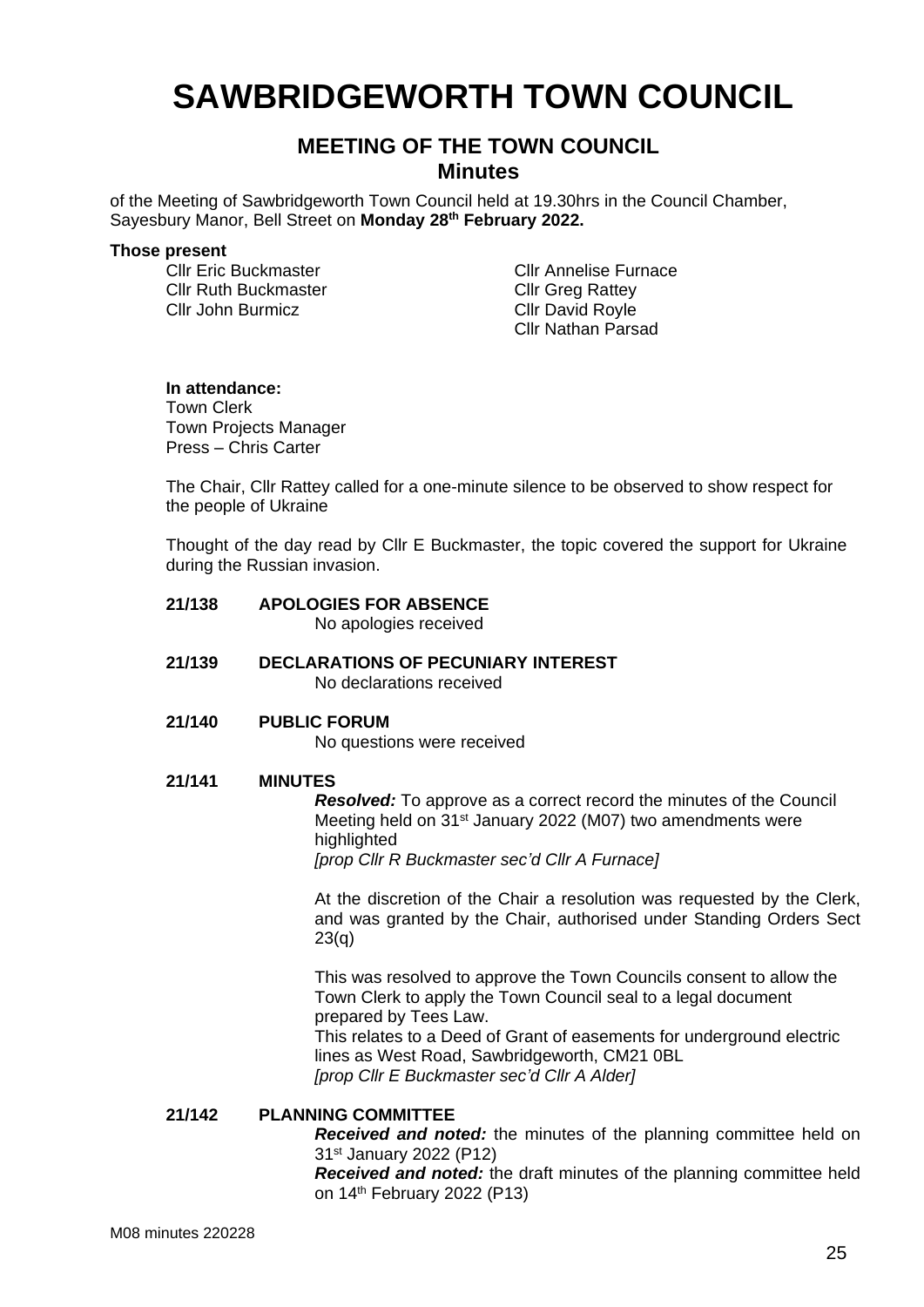# SAWBRIDGEWORTH TOWN COUNCIL

## MEETING OF THE TOWN COUNCIL
## Minutes

of the Meeting of Sawbridgeworth Town Council held at 19.30hrs in the Council Chamber, Sayesbury Manor, Bell Street on **Monday 28th February 2022.**

**Those present**

Cllr Eric Buckmaster
Cllr Ruth Buckmaster
Cllr John Burmicz
Cllr Annelise Furnace
Cllr Greg Rattey
Cllr David Royle
Cllr Nathan Parsad

**In attendance:**
Town Clerk
Town Projects Manager
Press – Chris Carter

The Chair, Cllr Rattey called for a one-minute silence to be observed to show respect for the people of Ukraine

Thought of the day read by Cllr E Buckmaster, the topic covered the support for Ukraine during the Russian invasion.

**21/138 APOLOGIES FOR ABSENCE**
No apologies received

**21/139 DECLARATIONS OF PECUNIARY INTEREST**
No declarations received

**21/140 PUBLIC FORUM**
No questions were received

**21/141 MINUTES**
***Resolved:*** To approve as a correct record the minutes of the Council Meeting held on 31st January 2022 (M07) two amendments were highlighted
*[prop Cllr R Buckmaster sec'd Cllr A Furnace]*

At the discretion of the Chair a resolution was requested by the Clerk, and was granted by the Chair, authorised under Standing Orders Sect 23(q)

This was resolved to approve the Town Councils consent to allow the Town Clerk to apply the Town Council seal to a legal document prepared by Tees Law.
This relates to a Deed of Grant of easements for underground electric lines as West Road, Sawbridgeworth, CM21 0BL
*[prop Cllr E Buckmaster sec'd Cllr A Alder]*

**21/142 PLANNING COMMITTEE**
***Received and noted:*** the minutes of the planning committee held on 31st January 2022 (P12)
***Received and noted:*** the draft minutes of the planning committee held on 14th February 2022 (P13)

M08 minutes 220228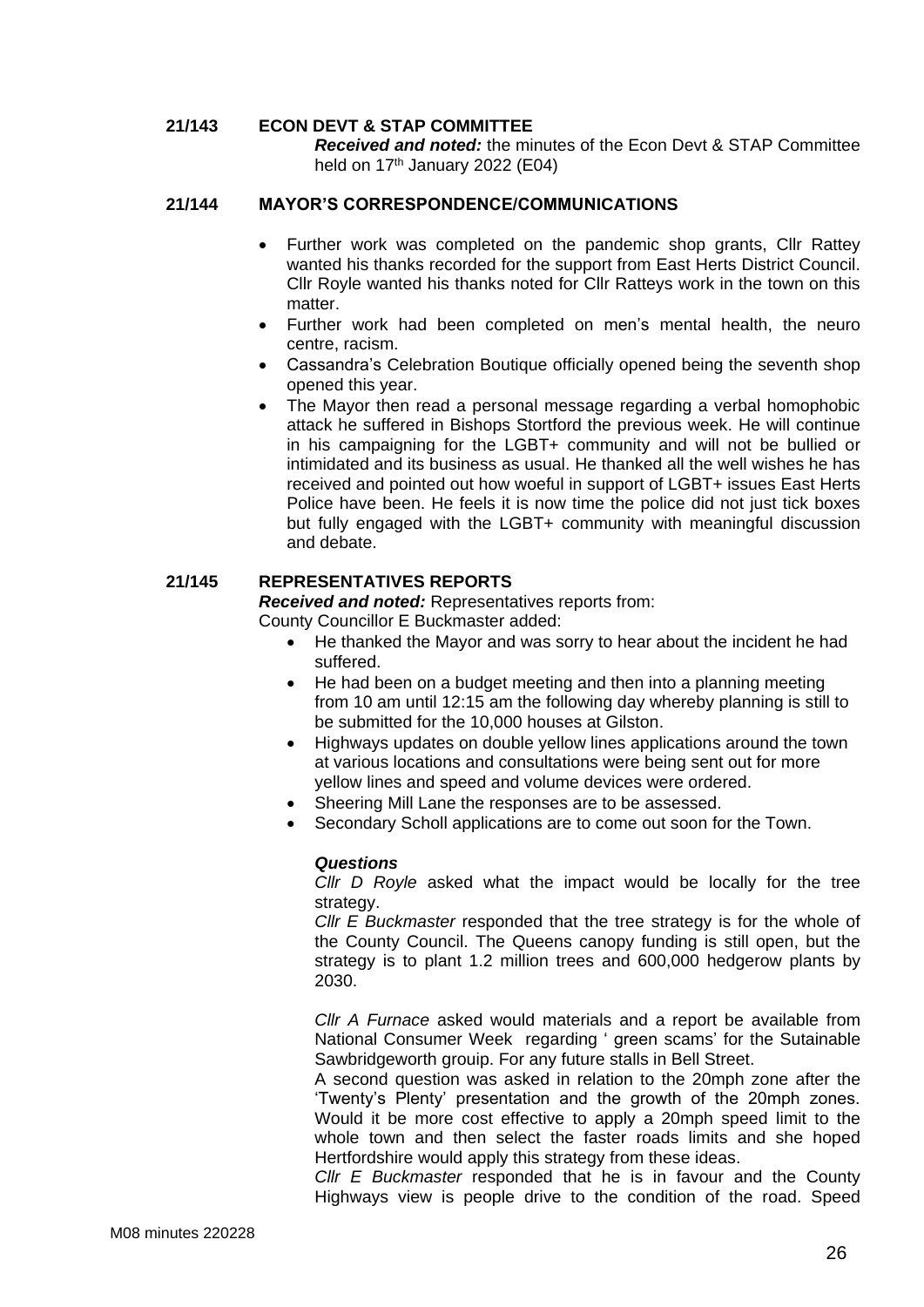**21/143 ECON DEVT & STAP COMMITTEE**

***Received and noted:*** the minutes of the Econ Devt & STAP Committee held on 17th January 2022 (E04)

**21/144 MAYOR'S CORRESPONDENCE/COMMUNICATIONS**

- Further work was completed on the pandemic shop grants, Cllr Rattey wanted his thanks recorded for the support from East Herts District Council. Cllr Royle wanted his thanks noted for Cllr Ratteys work in the town on this matter.
- Further work had been completed on men's mental health, the neuro centre, racism.
- Cassandra's Celebration Boutique officially opened being the seventh shop opened this year.
- The Mayor then read a personal message regarding a verbal homophobic attack he suffered in Bishops Stortford the previous week. He will continue in his campaigning for the LGBT+ community and will not be bullied or intimidated and its business as usual. He thanked all the well wishes he has received and pointed out how woeful in support of LGBT+ issues East Herts Police have been. He feels it is now time the police did not just tick boxes but fully engaged with the LGBT+ community with meaningful discussion and debate.

**21/145 REPRESENTATIVES REPORTS**

***Received and noted:*** Representatives reports from:

County Councillor E Buckmaster added:

- He thanked the Mayor and was sorry to hear about the incident he had suffered.
- He had been on a budget meeting and then into a planning meeting from 10 am until 12:15 am the following day whereby planning is still to be submitted for the 10,000 houses at Gilston.
- Highways updates on double yellow lines applications around the town at various locations and consultations were being sent out for more yellow lines and speed and volume devices were ordered.
- Sheering Mill Lane the responses are to be assessed.
- Secondary Scholl applications are to come out soon for the Town.

***Questions***

*Cllr D Royle* asked what the impact would be locally for the tree strategy.

*Cllr E Buckmaster* responded that the tree strategy is for the whole of the County Council. The Queens canopy funding is still open, but the strategy is to plant 1.2 million trees and 600,000 hedgerow plants by 2030.

*Cllr A Furnace* asked would materials and a report be available from National Consumer Week regarding ' green scams' for the Sutainable Sawbridgeworth grouip. For any future stalls in Bell Street.

A second question was asked in relation to the 20mph zone after the 'Twenty's Plenty' presentation and the growth of the 20mph zones. Would it be more cost effective to apply a 20mph speed limit to the whole town and then select the faster roads limits and she hoped Hertfordshire would apply this strategy from these ideas.

*Cllr E Buckmaster* responded that he is in favour and the County Highways view is people drive to the condition of the road. Speed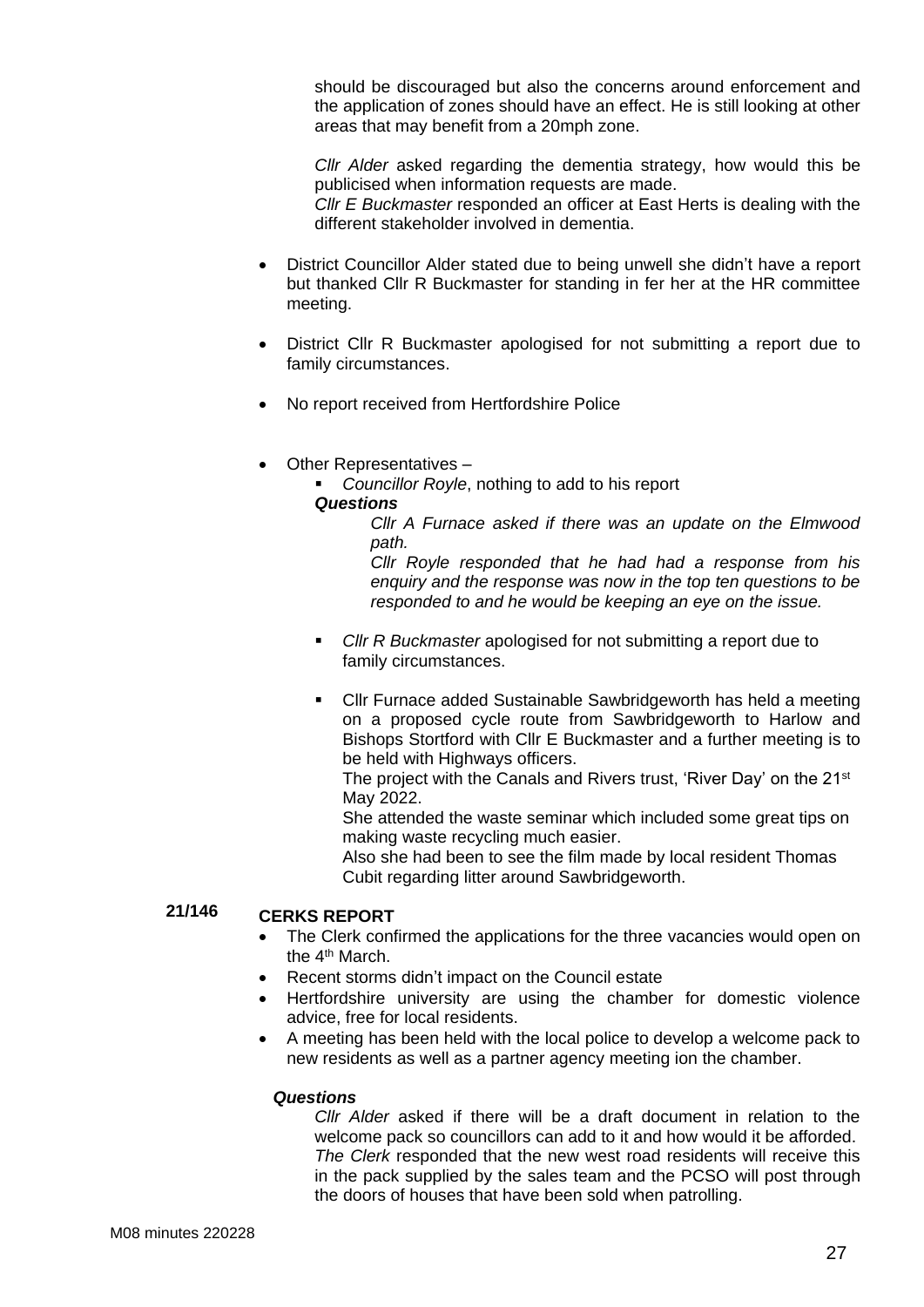should be discouraged but also the concerns around enforcement and the application of zones should have an effect. He is still looking at other areas that may benefit from a 20mph zone.

*Cllr Alder* asked regarding the dementia strategy, how would this be publicised when information requests are made.
*Cllr E Buckmaster* responded an officer at East Herts is dealing with the different stakeholder involved in dementia.

- District Councillor Alder stated due to being unwell she didn't have a report but thanked Cllr R Buckmaster for standing in fer her at the HR committee meeting.
- District Cllr R Buckmaster apologised for not submitting a report due to family circumstances.
- No report received from Hertfordshire Police
- Other Representatives –
  - *Councillor Royle*, nothing to add to his report

  ***Questions***

  *Cllr A Furnace asked if there was an update on the Elmwood path.*
  *Cllr Royle responded that he had had a response from his enquiry and the response was now in the top ten questions to be responded to and he would be keeping an eye on the issue.*

  - *Cllr R Buckmaster* apologised for not submitting a report due to family circumstances.
  - Cllr Furnace added Sustainable Sawbridgeworth has held a meeting on a proposed cycle route from Sawbridgeworth to Harlow and Bishops Stortford with Cllr E Buckmaster and a further meeting is to be held with Highways officers.
    The project with the Canals and Rivers trust, 'River Day' on the 21st May 2022.
    She attended the waste seminar which included some great tips on making waste recycling much easier.
    Also she had been to see the film made by local resident Thomas Cubit regarding litter around Sawbridgeworth.

**21/146 CERKS REPORT**

- The Clerk confirmed the applications for the three vacancies would open on the 4th March.
- Recent storms didn't impact on the Council estate
- Hertfordshire university are using the chamber for domestic violence advice, free for local residents.
- A meeting has been held with the local police to develop a welcome pack to new residents as well as a partner agency meeting ion the chamber.

***Questions***

*Cllr Alder* asked if there will be a draft document in relation to the welcome pack so councillors can add to it and how would it be afforded.
*The Clerk* responded that the new west road residents will receive this in the pack supplied by the sales team and the PCSO will post through the doors of houses that have been sold when patrolling.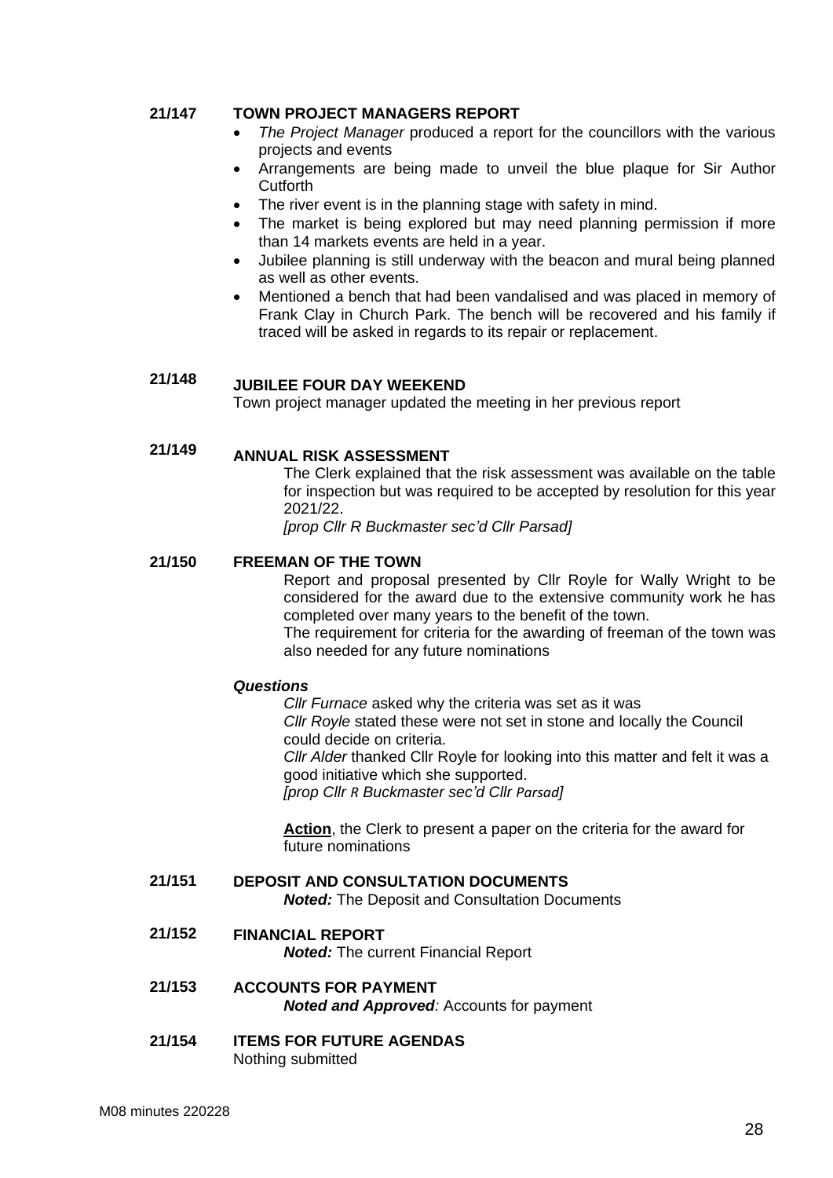**21/147 TOWN PROJECT MANAGERS REPORT**

- *The Project Manager* produced a report for the councillors with the various projects and events
- Arrangements are being made to unveil the blue plaque for Sir Author Cutforth
- The river event is in the planning stage with safety in mind.
- The market is being explored but may need planning permission if more than 14 markets events are held in a year.
- Jubilee planning is still underway with the beacon and mural being planned as well as other events.
- Mentioned a bench that had been vandalised and was placed in memory of Frank Clay in Church Park. The bench will be recovered and his family if traced will be asked in regards to its repair or replacement.

**21/148 JUBILEE FOUR DAY WEEKEND**

Town project manager updated the meeting in her previous report

**21/149 ANNUAL RISK ASSESSMENT**

The Clerk explained that the risk assessment was available on the table for inspection but was required to be accepted by resolution for this year 2021/22.

*[prop Cllr R Buckmaster sec'd Cllr Parsad]*

**21/150 FREEMAN OF THE TOWN**

Report and proposal presented by Cllr Royle for Wally Wright to be considered for the award due to the extensive community work he has completed over many years to the benefit of the town.

The requirement for criteria for the awarding of freeman of the town was also needed for any future nominations

***Questions***

*Cllr Furnace* asked why the criteria was set as it was

*Cllr Royle* stated these were not set in stone and locally the Council could decide on criteria.

*Cllr Alder* thanked Cllr Royle for looking into this matter and felt it was a good initiative which she supported.

*[prop Cllr R Buckmaster sec'd Cllr Parsad]*

**Action**, the Clerk to present a paper on the criteria for the award for future nominations

**21/151 DEPOSIT AND CONSULTATION DOCUMENTS**

***Noted:*** The Deposit and Consultation Documents

**21/152 FINANCIAL REPORT**

***Noted:*** The current Financial Report

**21/153 ACCOUNTS FOR PAYMENT**

***Noted and Approved:*** Accounts for payment

**21/154 ITEMS FOR FUTURE AGENDAS**

Nothing submitted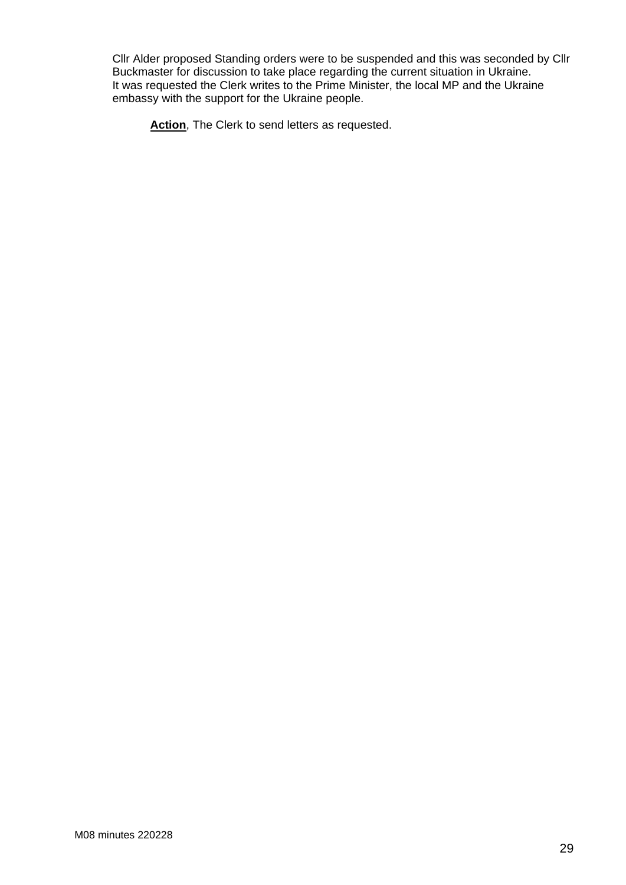Cllr Alder proposed Standing orders were to be suspended and this was seconded by Cllr Buckmaster for discussion to take place regarding the current situation in Ukraine.
It was requested the Clerk writes to the Prime Minister, the local MP and the Ukraine embassy with the support for the Ukraine people.

**Action**, The Clerk to send letters as requested.